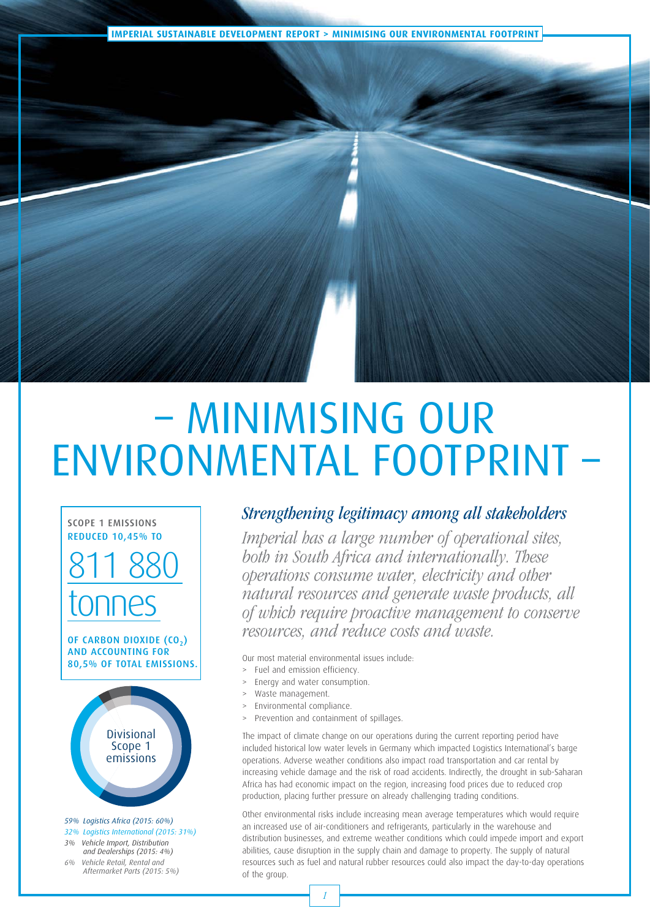#  – MINIMISING OUR ENVIRONMENTAL FOOTPRINT –

SCOPE 1 EMISSIONS REDUCED 10,45% TO

**811 880 tonnes**

OF CARBON DIOXIDE ($CO_2$) AND ACCOUNTING FOR 80,5% OF TOTAL EMISSIONS.

Divisional Scope 1 emissions

*59% Logistics Africa (2015: 60%)*
*32% Logistics International (2015: 31%)*
*3% Vehicle Import, Distribution and Dealerships (2015: 4%)*
*6% Vehicle Retail, Rental and Aftermarket Parts (2015: 5%)*

## *Strengthening legitimacy among all stakeholders*

*Imperial has a large number of operational sites, both in South Africa and internationally. These operations consume water, electricity and other natural resources and generate waste products, all of which require proactive management to conserve resources, and reduce costs and waste.*

Our most material environmental issues include:

- Fuel and emission efficiency.
- Energy and water consumption.
- Waste management.
- Environmental compliance.
- Prevention and containment of spillages.

The impact of climate change on our operations during the current reporting period have included historical low water levels in Germany which impacted Logistics International's barge operations. Adverse weather conditions also impact road transportation and car rental by increasing vehicle damage and the risk of road accidents. Indirectly, the drought in sub-Saharan Africa has had economic impact on the region, increasing food prices due to reduced crop production, placing further pressure on already challenging trading conditions.

Other environmental risks include increasing mean average temperatures which would require an increased use of air-conditioners and refrigerants, particularly in the warehouse and distribution businesses, and extreme weather conditions which could impede import and export abilities, cause disruption in the supply chain and damage to property. The supply of natural resources such as fuel and natural rubber resources could also impact the day-to-day operations of the group.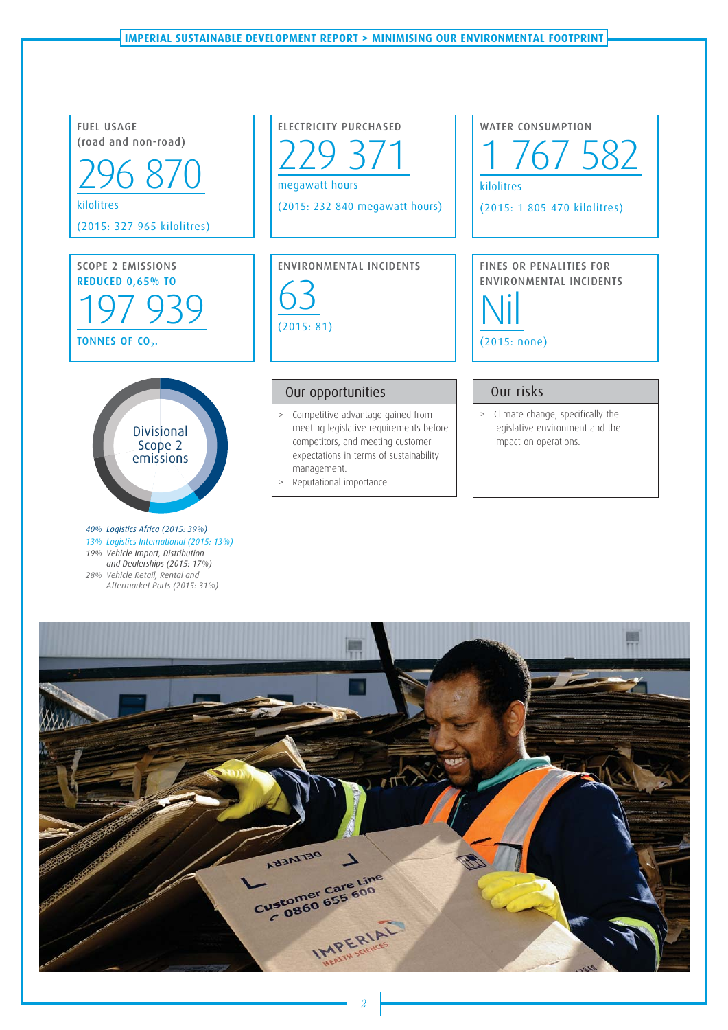**FUEL USAGE**
(road and non-road)

# 296 870

kilolitres

(2015: 327 965 kilolitres)

**ELECTRICITY PURCHASED**

# 229 371

megawatt hours

(2015: 232 840 megawatt hours)

**WATER CONSUMPTION**

# 1 767 582

kilolitres

(2015: 1 805 470 kilolitres)

**SCOPE 2 EMISSIONS**
**REDUCED 0,65% TO**

# 197 939

**TONNES OF $CO_2$.**

**ENVIRONMENTAL INCIDENTS**

# 63

(2015: 81)

**FINES OR PENALITIES FOR ENVIRONMENTAL INCIDENTS**

# Nil

(2015: none)

Divisional Scope 2 emissions

*40% Logistics Africa (2015: 39%)*
*13% Logistics International (2015: 13%)*
*19% Vehicle Import, Distribution and Dealerships (2015: 17%)*
*28% Vehicle Retail, Rental and Aftermarket Parts (2015: 31%)*

## Our opportunities

- Competitive advantage gained from meeting legislative requirements before competitors, and meeting customer expectations in terms of sustainability management.
- Reputational importance.

## Our risks

- Climate change, specifically the legislative environment and the impact on operations.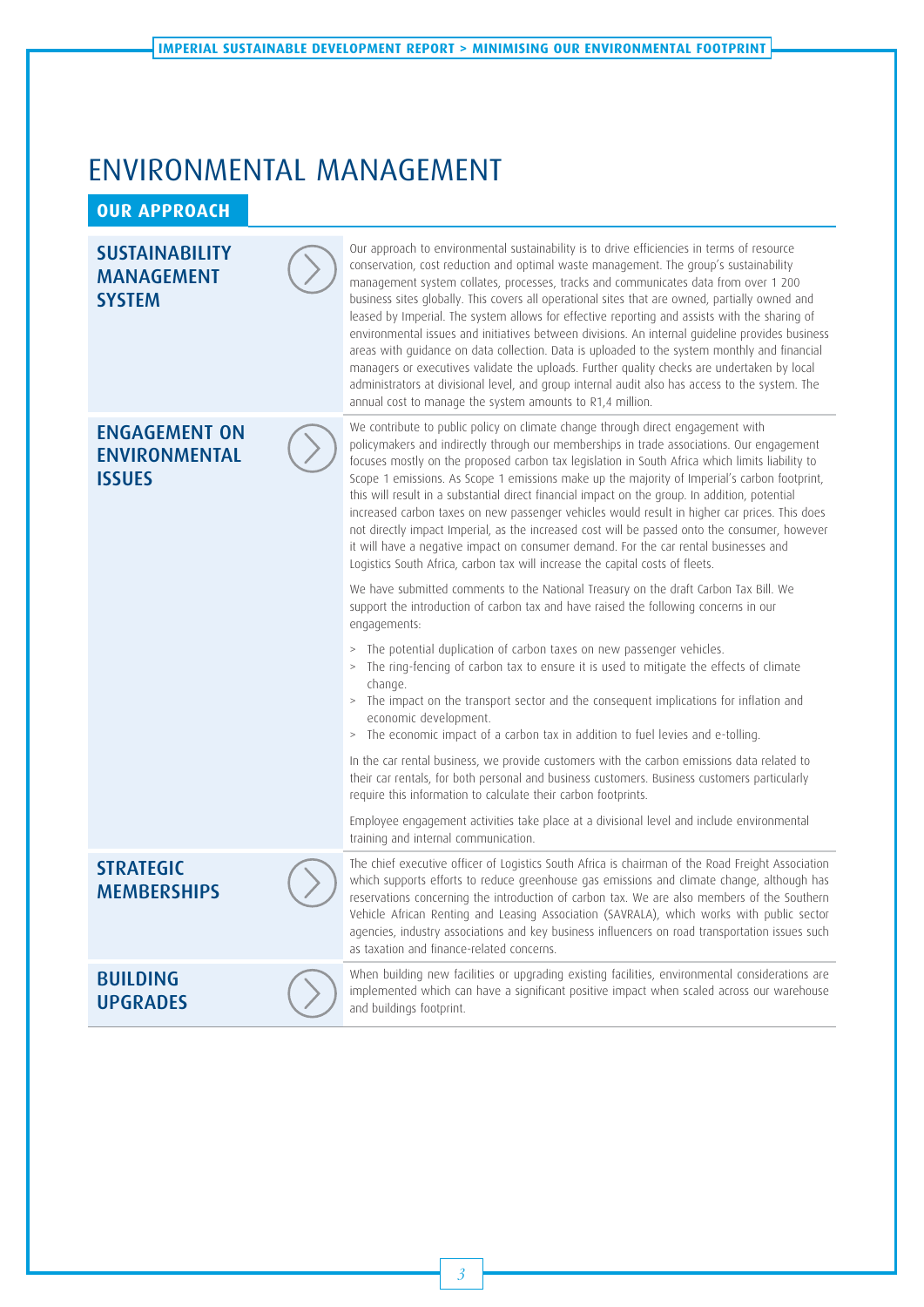# ENVIRONMENTAL MANAGEMENT

## OUR APPROACH

### SUSTAINABILITY MANAGEMENT SYSTEM

Our approach to environmental sustainability is to drive efficiencies in terms of resource conservation, cost reduction and optimal waste management. The group's sustainability management system collates, processes, tracks and communicates data from over 1 200 business sites globally. This covers all operational sites that are owned, partially owned and leased by Imperial. The system allows for effective reporting and assists with the sharing of environmental issues and initiatives between divisions. An internal guideline provides business areas with guidance on data collection. Data is uploaded to the system monthly and financial managers or executives validate the uploads. Further quality checks are undertaken by local administrators at divisional level, and group internal audit also has access to the system. The annual cost to manage the system amounts to R1,4 million.

### ENGAGEMENT ON ENVIRONMENTAL ISSUES

We contribute to public policy on climate change through direct engagement with policymakers and indirectly through our memberships in trade associations. Our engagement focuses mostly on the proposed carbon tax legislation in South Africa which limits liability to Scope 1 emissions. As Scope 1 emissions make up the majority of Imperial's carbon footprint, this will result in a substantial direct financial impact on the group. In addition, potential increased carbon taxes on new passenger vehicles would result in higher car prices. This does not directly impact Imperial, as the increased cost will be passed onto the consumer, however it will have a negative impact on consumer demand. For the car rental businesses and Logistics South Africa, carbon tax will increase the capital costs of fleets.

We have submitted comments to the National Treasury on the draft Carbon Tax Bill. We support the introduction of carbon tax and have raised the following concerns in our engagements:

- The potential duplication of carbon taxes on new passenger vehicles.
- The ring-fencing of carbon tax to ensure it is used to mitigate the effects of climate change.
- The impact on the transport sector and the consequent implications for inflation and economic development.
- The economic impact of a carbon tax in addition to fuel levies and e-tolling.

In the car rental business, we provide customers with the carbon emissions data related to their car rentals, for both personal and business customers. Business customers particularly require this information to calculate their carbon footprints.

Employee engagement activities take place at a divisional level and include environmental training and internal communication.

### STRATEGIC MEMBERSHIPS

The chief executive officer of Logistics South Africa is chairman of the Road Freight Association which supports efforts to reduce greenhouse gas emissions and climate change, although has reservations concerning the introduction of carbon tax. We are also members of the Southern Vehicle African Renting and Leasing Association (SAVRALA), which works with public sector agencies, industry associations and key business influencers on road transportation issues such as taxation and finance-related concerns.

### BUILDING UPGRADES

When building new facilities or upgrading existing facilities, environmental considerations are implemented which can have a significant positive impact when scaled across our warehouse and buildings footprint.